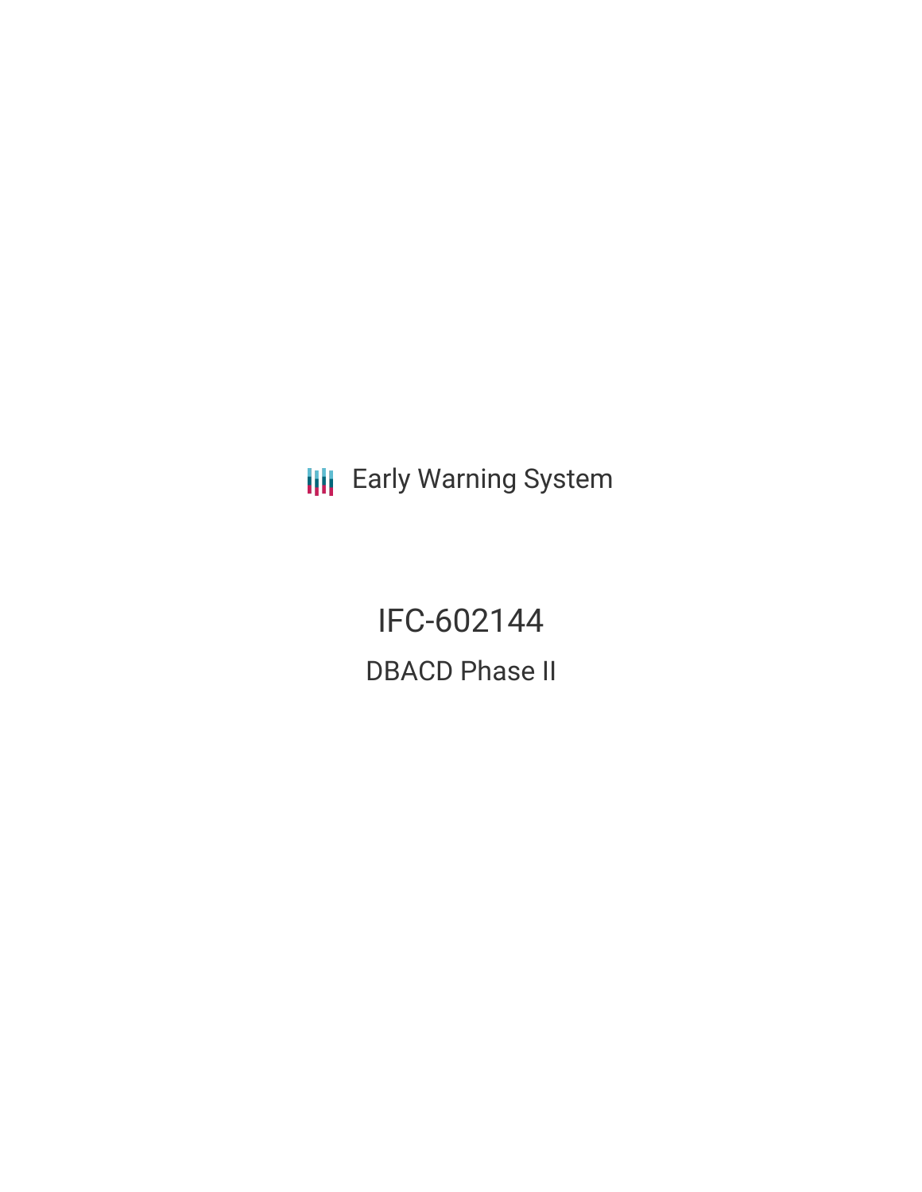Early Warning System

# IFC-602144

## DBACD Phase II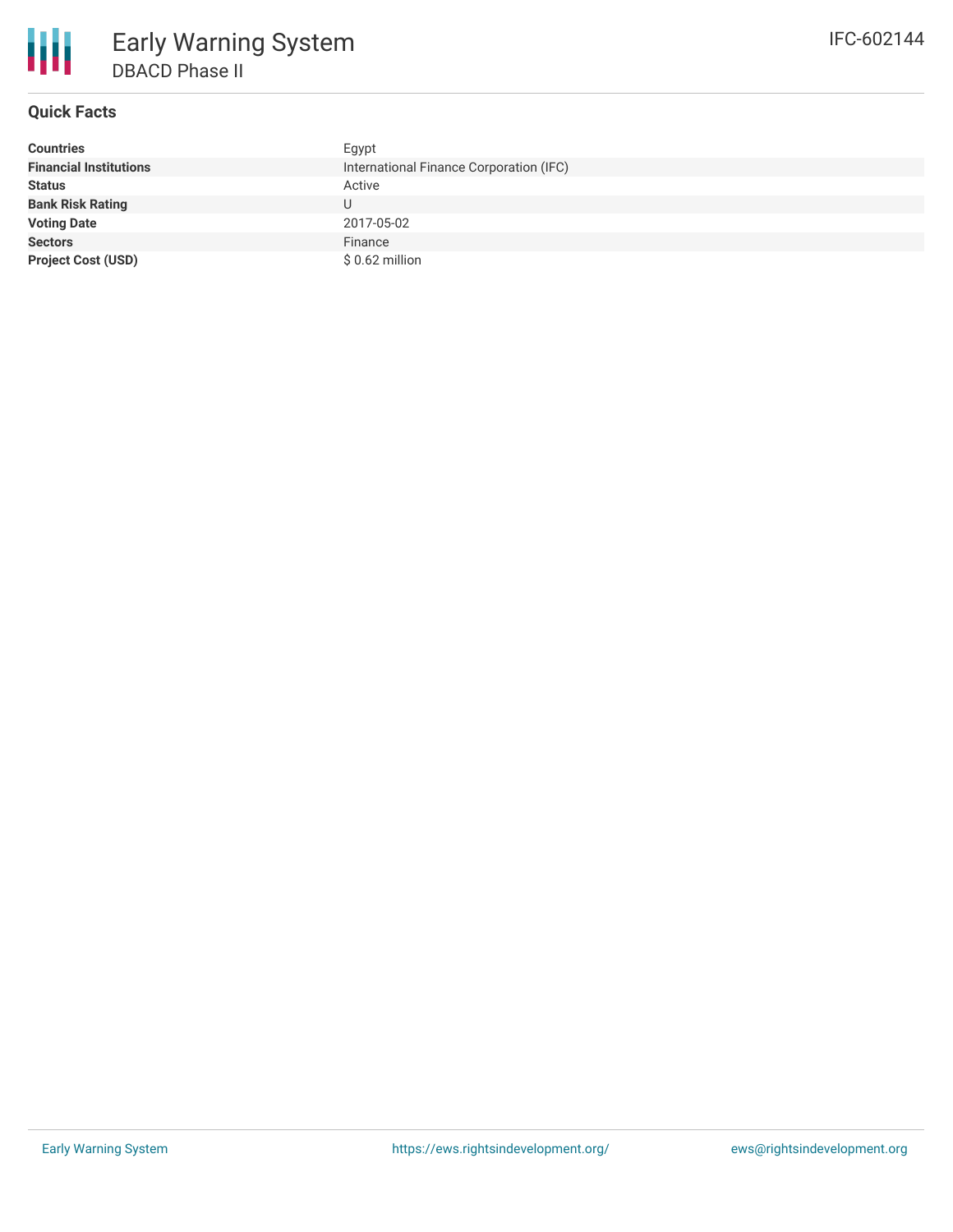# Early Warning System

## DBACD Phase II

IFC-602144

### Quick Facts

| | |
|---|---|
| **Countries** | Egypt |
| **Financial Institutions** | International Finance Corporation (IFC) |
| **Status** | Active |
| **Bank Risk Rating** | U |
| **Voting Date** | 2017-05-02 |
| **Sectors** | Finance |
| **Project Cost (USD)** | $ 0.62 million |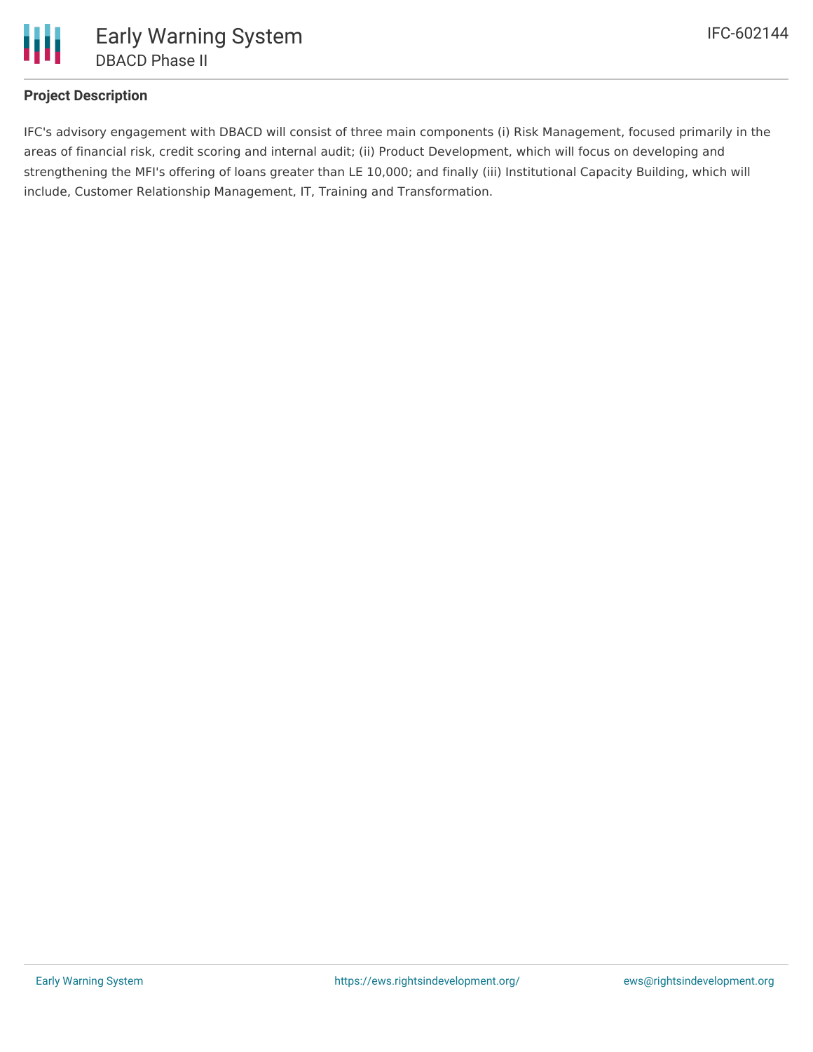## Project Description

IFC's advisory engagement with DBACD will consist of three main components (i) Risk Management, focused primarily in the areas of financial risk, credit scoring and internal audit; (ii) Product Development, which will focus on developing and strengthening the MFI's offering of loans greater than LE 10,000; and finally (iii) Institutional Capacity Building, which will include, Customer Relationship Management, IT, Training and Transformation.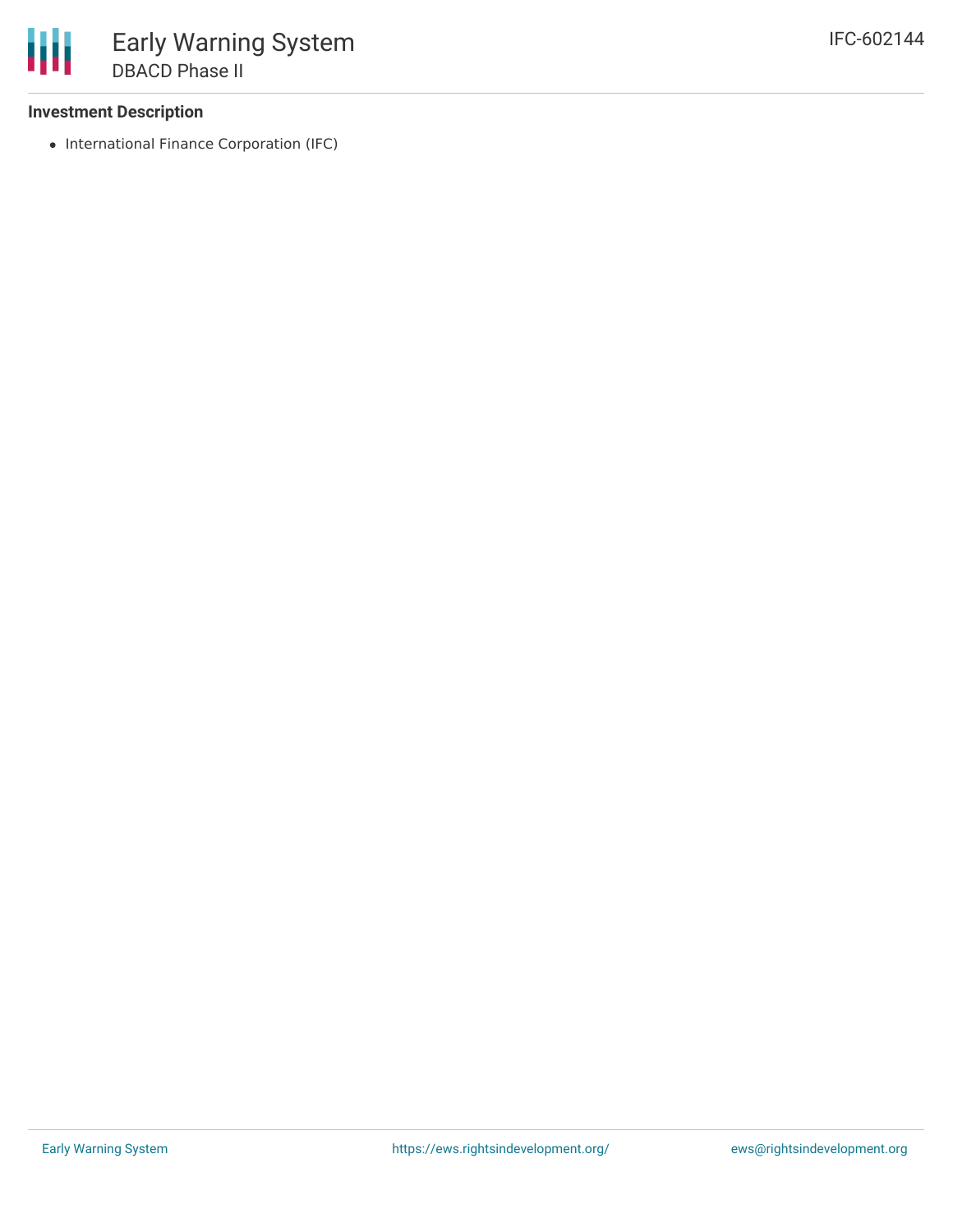**Investment Description**

- International Finance Corporation (IFC)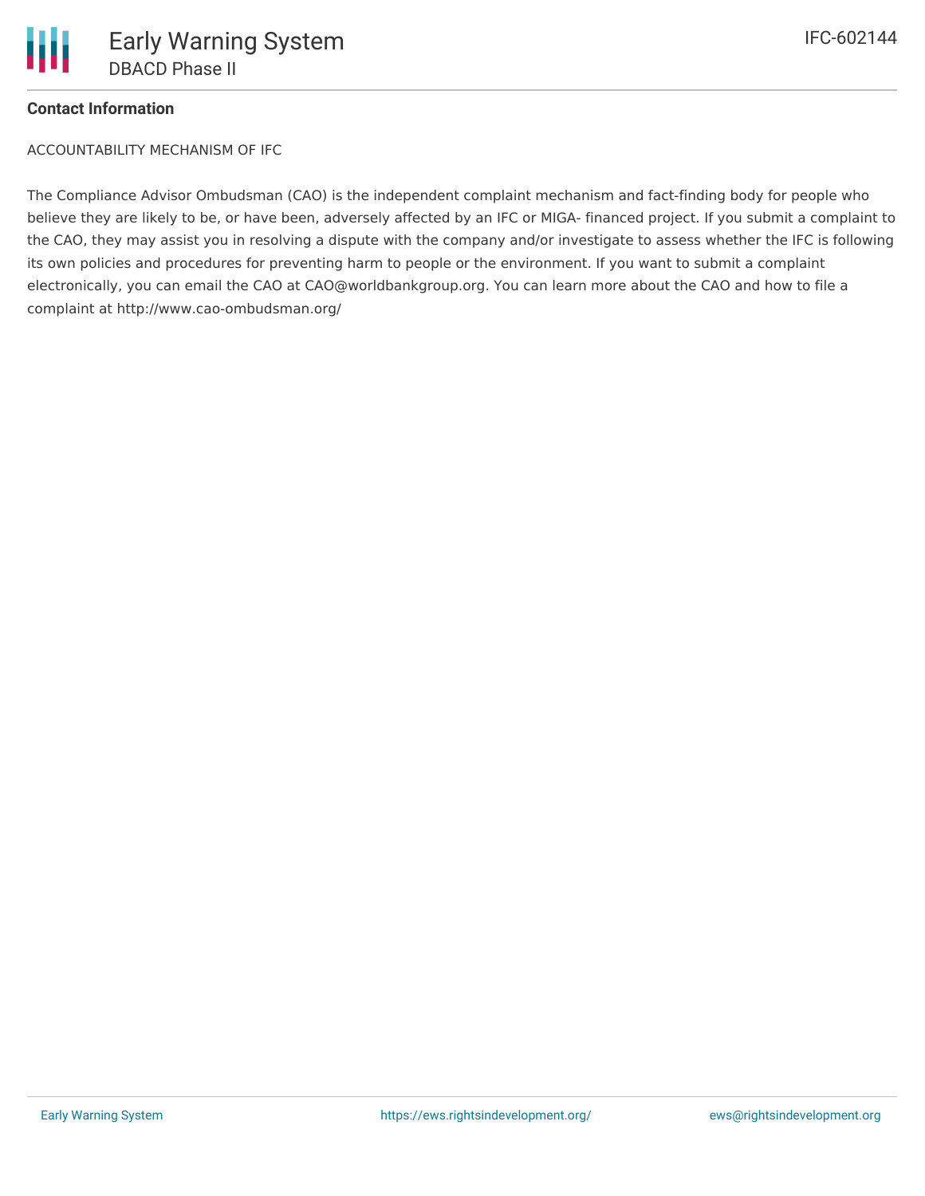**Contact Information**

ACCOUNTABILITY MECHANISM OF IFC

The Compliance Advisor Ombudsman (CAO) is the independent complaint mechanism and fact-finding body for people who believe they are likely to be, or have been, adversely affected by an IFC or MIGA- financed project. If you submit a complaint to the CAO, they may assist you in resolving a dispute with the company and/or investigate to assess whether the IFC is following its own policies and procedures for preventing harm to people or the environment. If you want to submit a complaint electronically, you can email the CAO at CAO@worldbankgroup.org. You can learn more about the CAO and how to file a complaint at http://www.cao-ombudsman.org/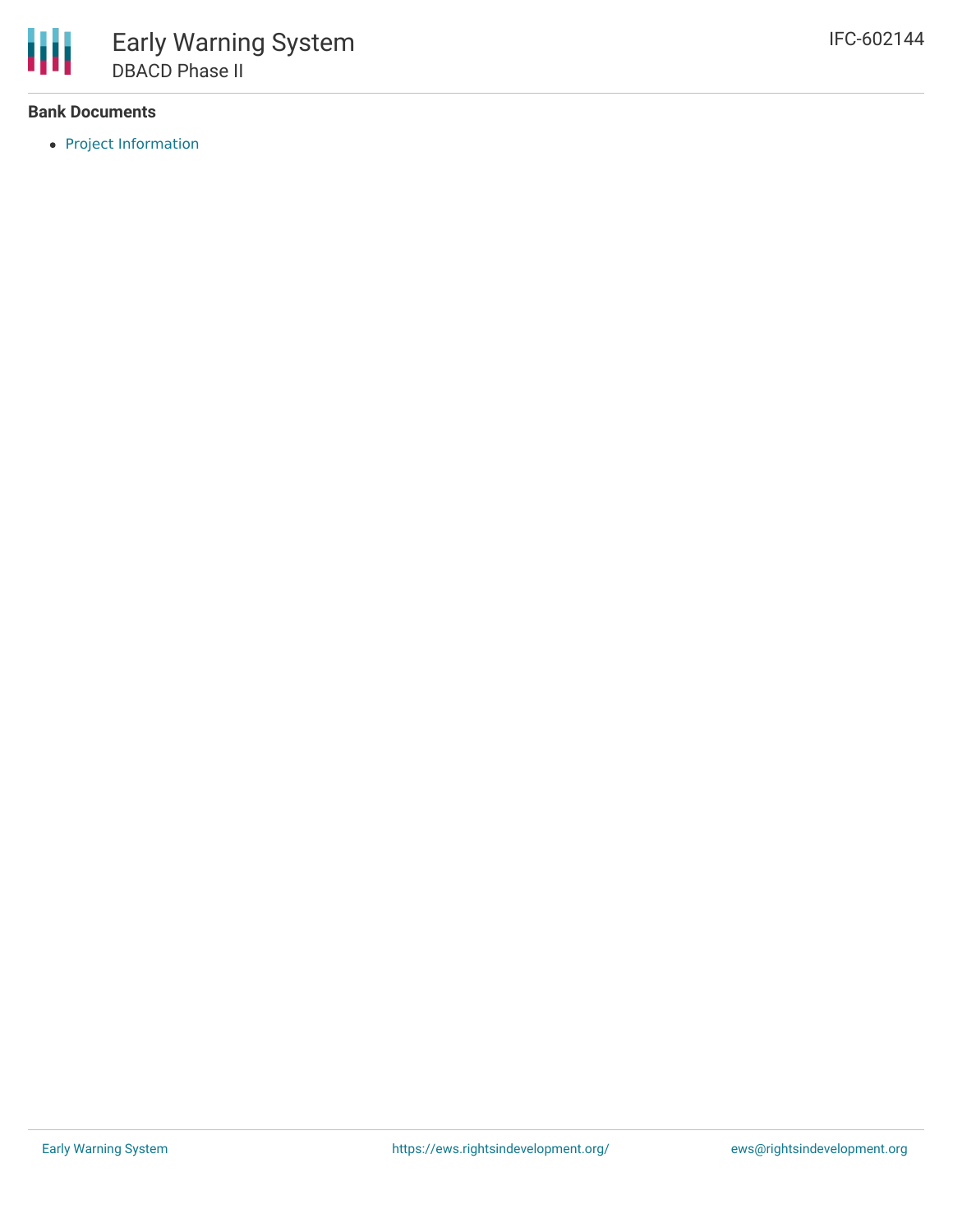**Bank Documents**

- Project Information